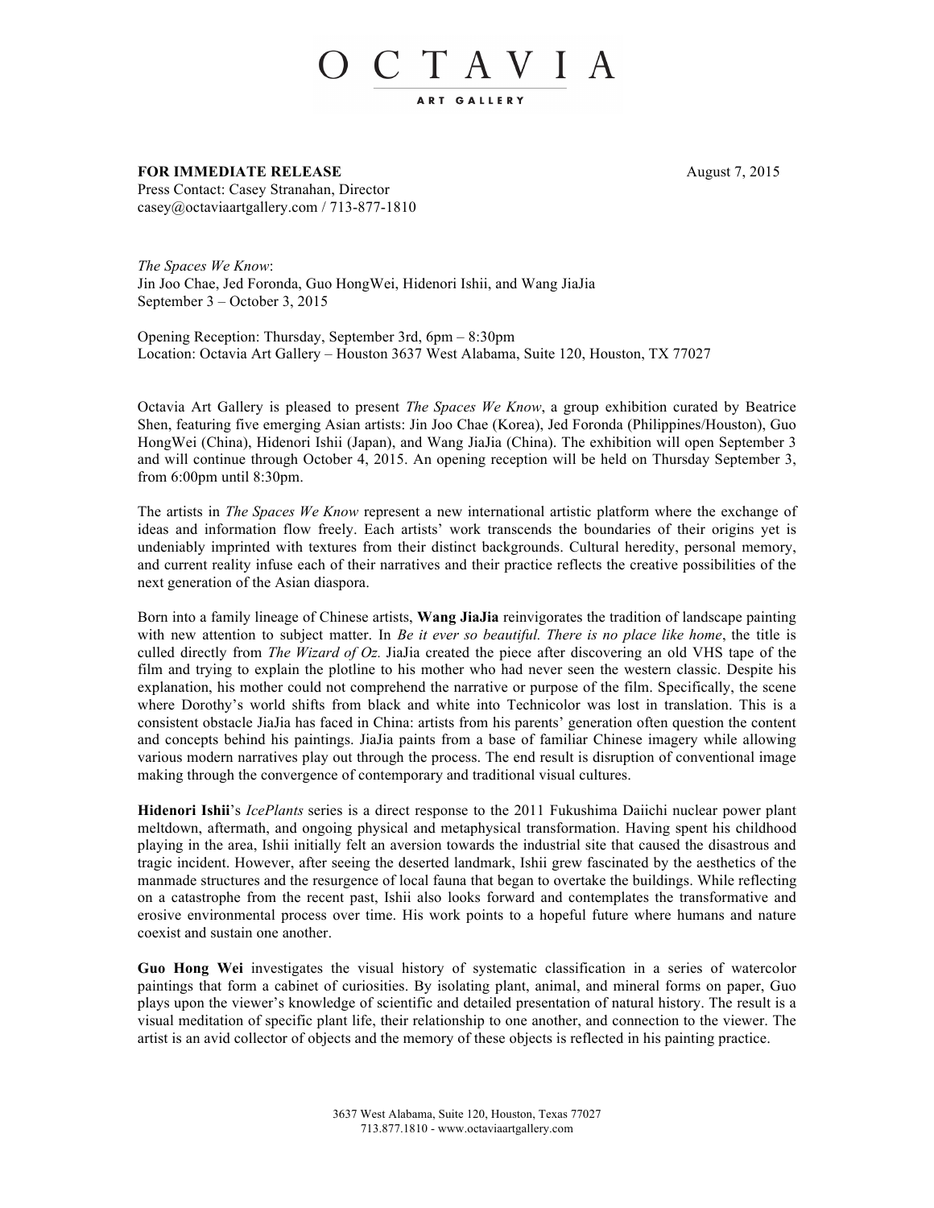# OCTAVIA
ART GALLERY

**FOR IMMEDIATE RELEASE** August 7, 2015

Press Contact: Casey Stranahan, Director
casey@octaviaartgallery.com / 713-877-1810

*The Spaces We Know*:
Jin Joo Chae, Jed Foronda, Guo HongWei, Hidenori Ishii, and Wang JiaJia
September 3 – October 3, 2015

Opening Reception: Thursday, September 3rd, 6pm – 8:30pm
Location: Octavia Art Gallery – Houston 3637 West Alabama, Suite 120, Houston, TX 77027

Octavia Art Gallery is pleased to present *The Spaces We Know*, a group exhibition curated by Beatrice Shen, featuring five emerging Asian artists: Jin Joo Chae (Korea), Jed Foronda (Philippines/Houston), Guo HongWei (China), Hidenori Ishii (Japan), and Wang JiaJia (China). The exhibition will open September 3 and will continue through October 4, 2015. An opening reception will be held on Thursday September 3, from 6:00pm until 8:30pm.

The artists in *The Spaces We Know* represent a new international artistic platform where the exchange of ideas and information flow freely. Each artists' work transcends the boundaries of their origins yet is undeniably imprinted with textures from their distinct backgrounds. Cultural heredity, personal memory, and current reality infuse each of their narratives and their practice reflects the creative possibilities of the next generation of the Asian diaspora.

Born into a family lineage of Chinese artists, **Wang JiaJia** reinvigorates the tradition of landscape painting with new attention to subject matter. In *Be it ever so beautiful. There is no place like home*, the title is culled directly from *The Wizard of Oz.* JiaJia created the piece after discovering an old VHS tape of the film and trying to explain the plotline to his mother who had never seen the western classic. Despite his explanation, his mother could not comprehend the narrative or purpose of the film. Specifically, the scene where Dorothy's world shifts from black and white into Technicolor was lost in translation. This is a consistent obstacle JiaJia has faced in China: artists from his parents' generation often question the content and concepts behind his paintings. JiaJia paints from a base of familiar Chinese imagery while allowing various modern narratives play out through the process. The end result is disruption of conventional image making through the convergence of contemporary and traditional visual cultures.

**Hidenori Ishii**'s *IcePlants* series is a direct response to the 2011 Fukushima Daiichi nuclear power plant meltdown, aftermath, and ongoing physical and metaphysical transformation. Having spent his childhood playing in the area, Ishii initially felt an aversion towards the industrial site that caused the disastrous and tragic incident. However, after seeing the deserted landmark, Ishii grew fascinated by the aesthetics of the manmade structures and the resurgence of local fauna that began to overtake the buildings. While reflecting on a catastrophe from the recent past, Ishii also looks forward and contemplates the transformative and erosive environmental process over time. His work points to a hopeful future where humans and nature coexist and sustain one another.

**Guo Hong Wei** investigates the visual history of systematic classification in a series of watercolor paintings that form a cabinet of curiosities. By isolating plant, animal, and mineral forms on paper, Guo plays upon the viewer's knowledge of scientific and detailed presentation of natural history. The result is a visual meditation of specific plant life, their relationship to one another, and connection to the viewer. The artist is an avid collector of objects and the memory of these objects is reflected in his painting practice.

3637 West Alabama, Suite 120, Houston, Texas 77027
713.877.1810 - www.octaviaartgallery.com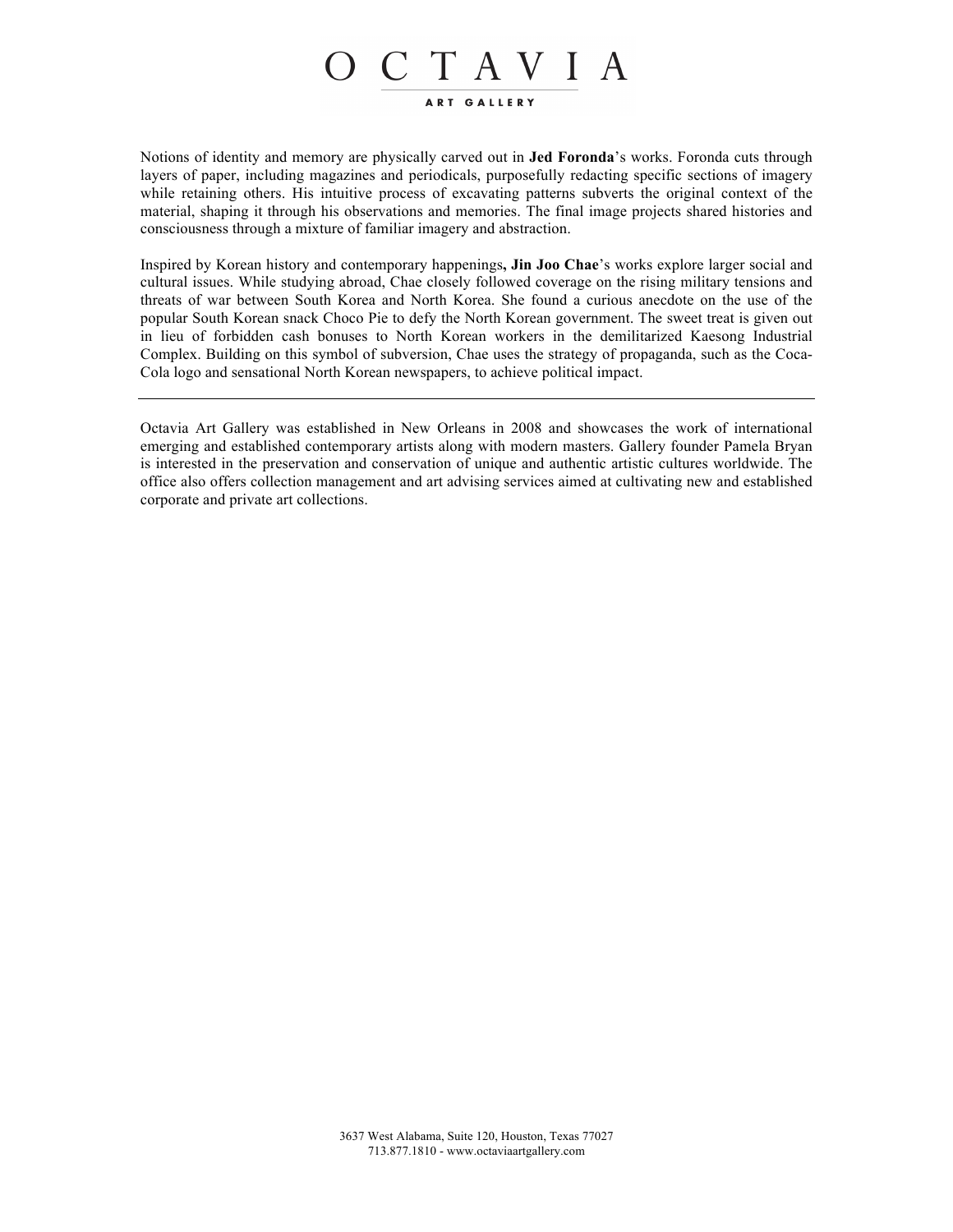# OCTAVIA

ART GALLERY

Notions of identity and memory are physically carved out in **Jed Foronda**'s works. Foronda cuts through layers of paper, including magazines and periodicals, purposefully redacting specific sections of imagery while retaining others. His intuitive process of excavating patterns subverts the original context of the material, shaping it through his observations and memories. The final image projects shared histories and consciousness through a mixture of familiar imagery and abstraction.

Inspired by Korean history and contemporary happenings**, Jin Joo Chae**'s works explore larger social and cultural issues. While studying abroad, Chae closely followed coverage on the rising military tensions and threats of war between South Korea and North Korea. She found a curious anecdote on the use of the popular South Korean snack Choco Pie to defy the North Korean government. The sweet treat is given out in lieu of forbidden cash bonuses to North Korean workers in the demilitarized Kaesong Industrial Complex. Building on this symbol of subversion, Chae uses the strategy of propaganda, such as the Coca-Cola logo and sensational North Korean newspapers, to achieve political impact.

---

Octavia Art Gallery was established in New Orleans in 2008 and showcases the work of international emerging and established contemporary artists along with modern masters. Gallery founder Pamela Bryan is interested in the preservation and conservation of unique and authentic artistic cultures worldwide. The office also offers collection management and art advising services aimed at cultivating new and established corporate and private art collections.

3637 West Alabama, Suite 120, Houston, Texas 77027
713.877.1810 - www.octaviaartgallery.com